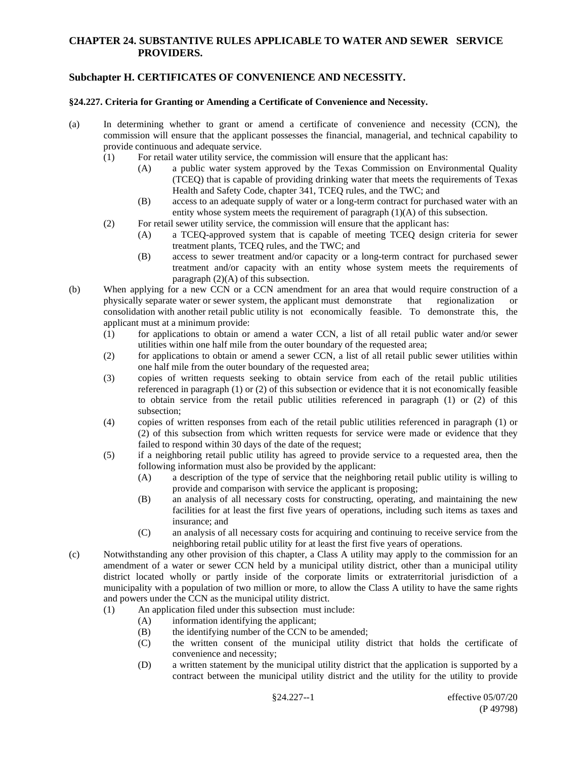# CHAPTER 24. SUBSTANTIVE RULES APPLICABLE TO WATER AND SEWER SERVICE PROVIDERS.

## Subchapter H. CERTIFICATES OF CONVENIENCE AND NECESSITY.

### §24.227. Criteria for Granting or Amending a Certificate of Convenience and Necessity.

(a) In determining whether to grant or amend a certificate of convenience and necessity (CCN), the commission will ensure that the applicant possesses the financial, managerial, and technical capability to provide continuous and adequate service.

- (1) For retail water utility service, the commission will ensure that the applicant has:
  - (A) a public water system approved by the Texas Commission on Environmental Quality (TCEQ) that is capable of providing drinking water that meets the requirements of Texas Health and Safety Code, chapter 341, TCEQ rules, and the TWC; and
  - (B) access to an adequate supply of water or a long-term contract for purchased water with an entity whose system meets the requirement of paragraph (1)(A) of this subsection.
- (2) For retail sewer utility service, the commission will ensure that the applicant has:
  - (A) a TCEQ-approved system that is capable of meeting TCEQ design criteria for sewer treatment plants, TCEQ rules, and the TWC; and
  - (B) access to sewer treatment and/or capacity or a long-term contract for purchased sewer treatment and/or capacity with an entity whose system meets the requirements of paragraph (2)(A) of this subsection.

(b) When applying for a new CCN or a CCN amendment for an area that would require construction of a physically separate water or sewer system, the applicant must demonstrate that regionalization or consolidation with another retail public utility is not economically feasible. To demonstrate this, the applicant must at a minimum provide:

- (1) for applications to obtain or amend a water CCN, a list of all retail public water and/or sewer utilities within one half mile from the outer boundary of the requested area;
- (2) for applications to obtain or amend a sewer CCN, a list of all retail public sewer utilities within one half mile from the outer boundary of the requested area;
- (3) copies of written requests seeking to obtain service from each of the retail public utilities referenced in paragraph (1) or (2) of this subsection or evidence that it is not economically feasible to obtain service from the retail public utilities referenced in paragraph (1) or (2) of this subsection;
- (4) copies of written responses from each of the retail public utilities referenced in paragraph (1) or (2) of this subsection from which written requests for service were made or evidence that they failed to respond within 30 days of the date of the request;
- (5) if a neighboring retail public utility has agreed to provide service to a requested area, then the following information must also be provided by the applicant:
  - (A) a description of the type of service that the neighboring retail public utility is willing to provide and comparison with service the applicant is proposing;
  - (B) an analysis of all necessary costs for constructing, operating, and maintaining the new facilities for at least the first five years of operations, including such items as taxes and insurance; and
  - (C) an analysis of all necessary costs for acquiring and continuing to receive service from the neighboring retail public utility for at least the first five years of operations.

(c) Notwithstanding any other provision of this chapter, a Class A utility may apply to the commission for an amendment of a water or sewer CCN held by a municipal utility district, other than a municipal utility district located wholly or partly inside of the corporate limits or extraterritorial jurisdiction of a municipality with a population of two million or more, to allow the Class A utility to have the same rights and powers under the CCN as the municipal utility district.

- (1) An application filed under this subsection must include:
  - (A) information identifying the applicant;
  - (B) the identifying number of the CCN to be amended;
  - (C) the written consent of the municipal utility district that holds the certificate of convenience and necessity;
  - (D) a written statement by the municipal utility district that the application is supported by a contract between the municipal utility district and the utility for the utility to provide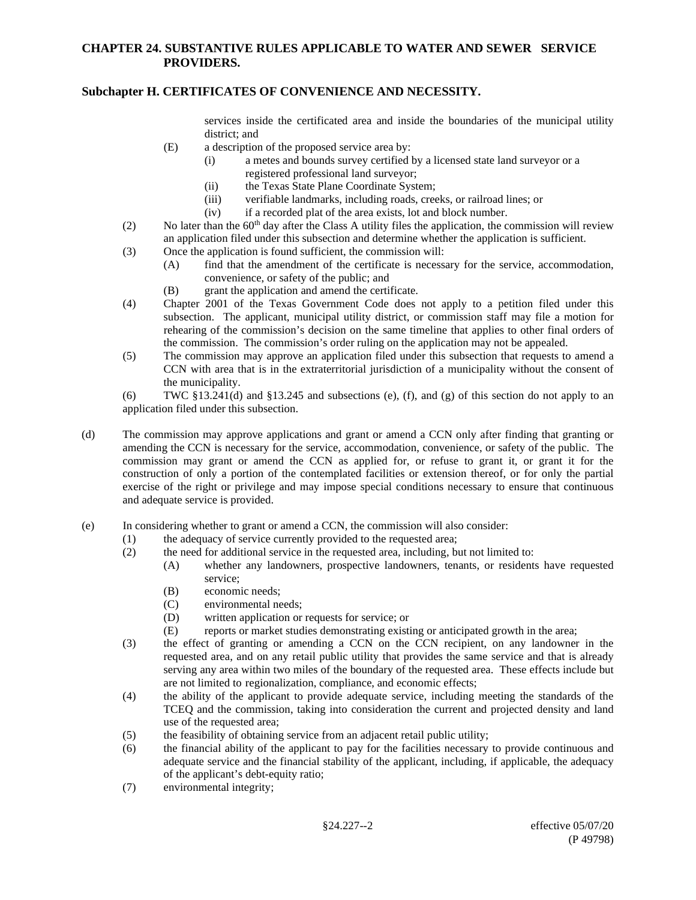services inside the certificated area and inside the boundaries of the municipal utility district; and

- (E) a description of the proposed service area by:
  - (i) a metes and bounds survey certified by a licensed state land surveyor or a registered professional land surveyor;
  - (ii) the Texas State Plane Coordinate System;
  - (iii) verifiable landmarks, including roads, creeks, or railroad lines; or
  - (iv) if a recorded plat of the area exists, lot and block number.

(2) No later than the 60th day after the Class A utility files the application, the commission will review an application filed under this subsection and determine whether the application is sufficient.

(3) Once the application is found sufficient, the commission will:

- (A) find that the amendment of the certificate is necessary for the service, accommodation, convenience, or safety of the public; and
- (B) grant the application and amend the certificate.

(4) Chapter 2001 of the Texas Government Code does not apply to a petition filed under this subsection. The applicant, municipal utility district, or commission staff may file a motion for rehearing of the commission's decision on the same timeline that applies to other final orders of the commission. The commission's order ruling on the application may not be appealed.

(5) The commission may approve an application filed under this subsection that requests to amend a CCN with area that is in the extraterritorial jurisdiction of a municipality without the consent of the municipality.

(6) TWC §13.241(d) and §13.245 and subsections (e), (f), and (g) of this section do not apply to an application filed under this subsection.

(d) The commission may approve applications and grant or amend a CCN only after finding that granting or amending the CCN is necessary for the service, accommodation, convenience, or safety of the public. The commission may grant or amend the CCN as applied for, or refuse to grant it, or grant it for the construction of only a portion of the contemplated facilities or extension thereof, or for only the partial exercise of the right or privilege and may impose special conditions necessary to ensure that continuous and adequate service is provided.

(e) In considering whether to grant or amend a CCN, the commission will also consider:

- (1) the adequacy of service currently provided to the requested area;
- (2) the need for additional service in the requested area, including, but not limited to:
  - (A) whether any landowners, prospective landowners, tenants, or residents have requested service;
  - (B) economic needs;
  - (C) environmental needs;
  - (D) written application or requests for service; or
  - (E) reports or market studies demonstrating existing or anticipated growth in the area;
- (3) the effect of granting or amending a CCN on the CCN recipient, on any landowner in the requested area, and on any retail public utility that provides the same service and that is already serving any area within two miles of the boundary of the requested area. These effects include but are not limited to regionalization, compliance, and economic effects;
- (4) the ability of the applicant to provide adequate service, including meeting the standards of the TCEQ and the commission, taking into consideration the current and projected density and land use of the requested area;
- (5) the feasibility of obtaining service from an adjacent retail public utility;
- (6) the financial ability of the applicant to pay for the facilities necessary to provide continuous and adequate service and the financial stability of the applicant, including, if applicable, the adequacy of the applicant's debt-equity ratio;
- (7) environmental integrity;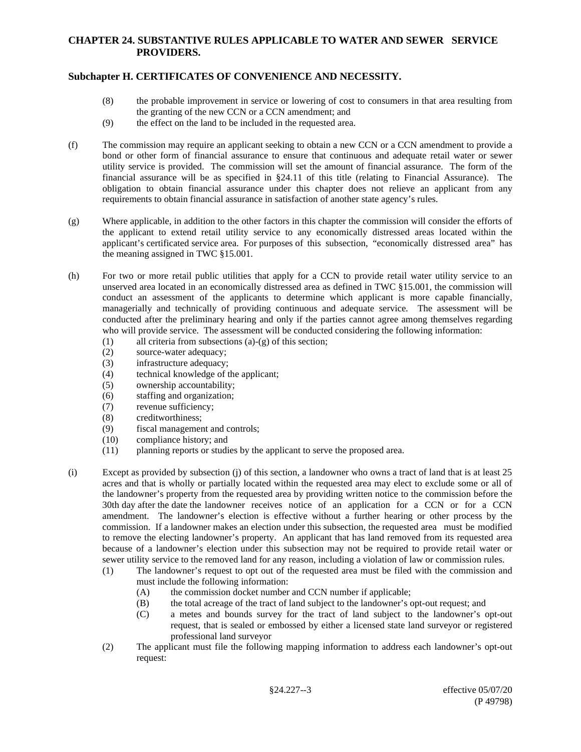(8) the probable improvement in service or lowering of cost to consumers in that area resulting from the granting of the new CCN or a CCN amendment; and

(9) the effect on the land to be included in the requested area.

(f) The commission may require an applicant seeking to obtain a new CCN or a CCN amendment to provide a bond or other form of financial assurance to ensure that continuous and adequate retail water or sewer utility service is provided. The commission will set the amount of financial assurance. The form of the financial assurance will be as specified in §24.11 of this title (relating to Financial Assurance). The obligation to obtain financial assurance under this chapter does not relieve an applicant from any requirements to obtain financial assurance in satisfaction of another state agency's rules.

(g) Where applicable, in addition to the other factors in this chapter the commission will consider the efforts of the applicant to extend retail utility service to any economically distressed areas located within the applicant's certificated service area. For purposes of this subsection, "economically distressed area" has the meaning assigned in TWC §15.001.

(h) For two or more retail public utilities that apply for a CCN to provide retail water utility service to an unserved area located in an economically distressed area as defined in TWC §15.001, the commission will conduct an assessment of the applicants to determine which applicant is more capable financially, managerially and technically of providing continuous and adequate service. The assessment will be conducted after the preliminary hearing and only if the parties cannot agree among themselves regarding who will provide service. The assessment will be conducted considering the following information:

(1) all criteria from subsections (a)-(g) of this section;
(2) source-water adequacy;
(3) infrastructure adequacy;
(4) technical knowledge of the applicant;
(5) ownership accountability;
(6) staffing and organization;
(7) revenue sufficiency;
(8) creditworthiness;
(9) fiscal management and controls;
(10) compliance history; and
(11) planning reports or studies by the applicant to serve the proposed area.

(i) Except as provided by subsection (j) of this section, a landowner who owns a tract of land that is at least 25 acres and that is wholly or partially located within the requested area may elect to exclude some or all of the landowner's property from the requested area by providing written notice to the commission before the 30th day after the date the landowner receives notice of an application for a CCN or for a CCN amendment. The landowner's election is effective without a further hearing or other process by the commission. If a landowner makes an election under this subsection, the requested area must be modified to remove the electing landowner's property. An applicant that has land removed from its requested area because of a landowner's election under this subsection may not be required to provide retail water or sewer utility service to the removed land for any reason, including a violation of law or commission rules.

(1) The landowner's request to opt out of the requested area must be filed with the commission and must include the following information:
  (A) the commission docket number and CCN number if applicable;
  (B) the total acreage of the tract of land subject to the landowner's opt-out request; and
  (C) a metes and bounds survey for the tract of land subject to the landowner's opt-out request, that is sealed or embossed by either a licensed state land surveyor or registered professional land surveyor

(2) The applicant must file the following mapping information to address each landowner's opt-out request: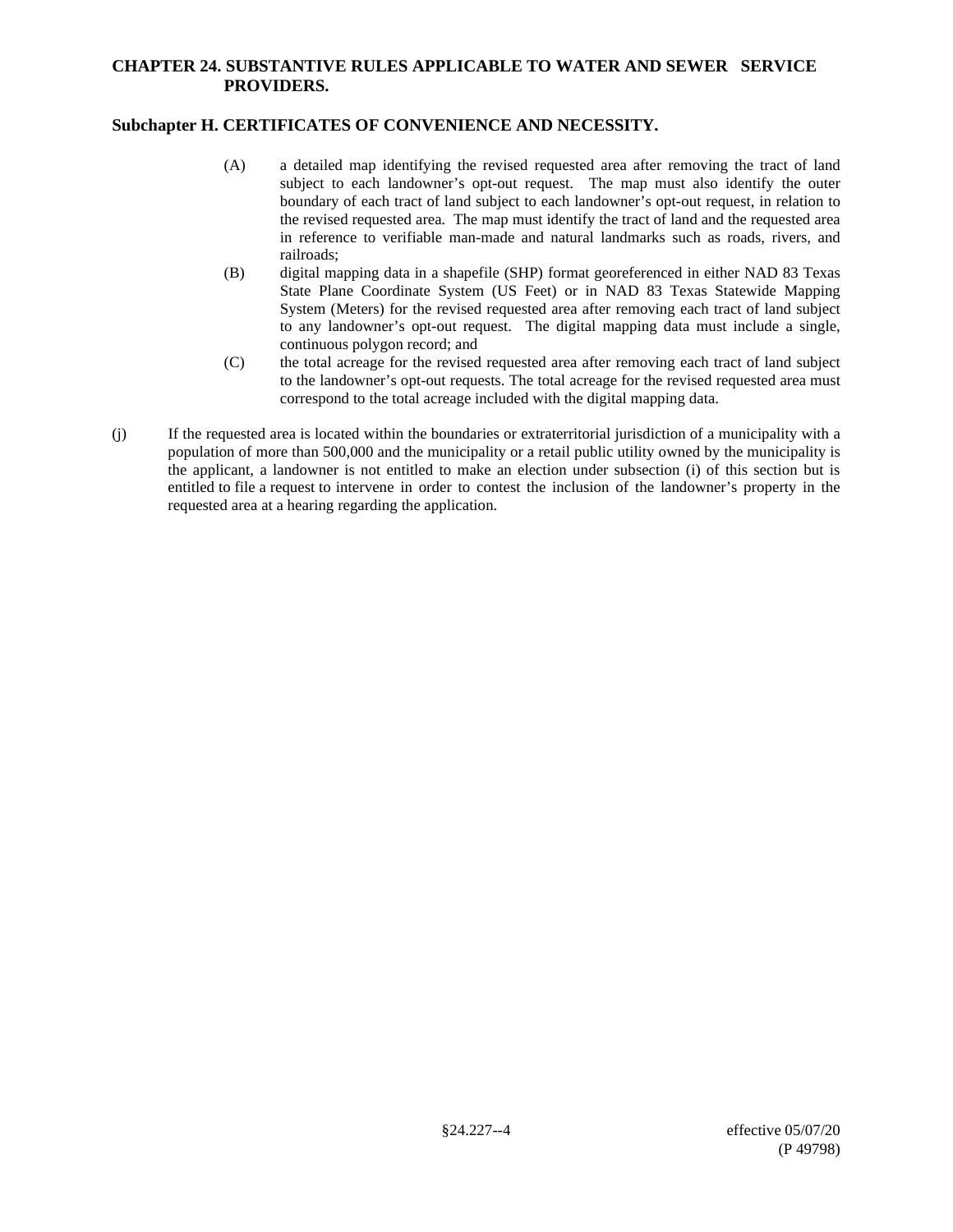(A) a detailed map identifying the revised requested area after removing the tract of land subject to each landowner's opt-out request. The map must also identify the outer boundary of each tract of land subject to each landowner's opt-out request, in relation to the revised requested area. The map must identify the tract of land and the requested area in reference to verifiable man-made and natural landmarks such as roads, rivers, and railroads;

(B) digital mapping data in a shapefile (SHP) format georeferenced in either NAD 83 Texas State Plane Coordinate System (US Feet) or in NAD 83 Texas Statewide Mapping System (Meters) for the revised requested area after removing each tract of land subject to any landowner's opt-out request. The digital mapping data must include a single, continuous polygon record; and

(C) the total acreage for the revised requested area after removing each tract of land subject to the landowner's opt-out requests. The total acreage for the revised requested area must correspond to the total acreage included with the digital mapping data.

(j) If the requested area is located within the boundaries or extraterritorial jurisdiction of a municipality with a population of more than 500,000 and the municipality or a retail public utility owned by the municipality is the applicant, a landowner is not entitled to make an election under subsection (i) of this section but is entitled to file a request to intervene in order to contest the inclusion of the landowner's property in the requested area at a hearing regarding the application.